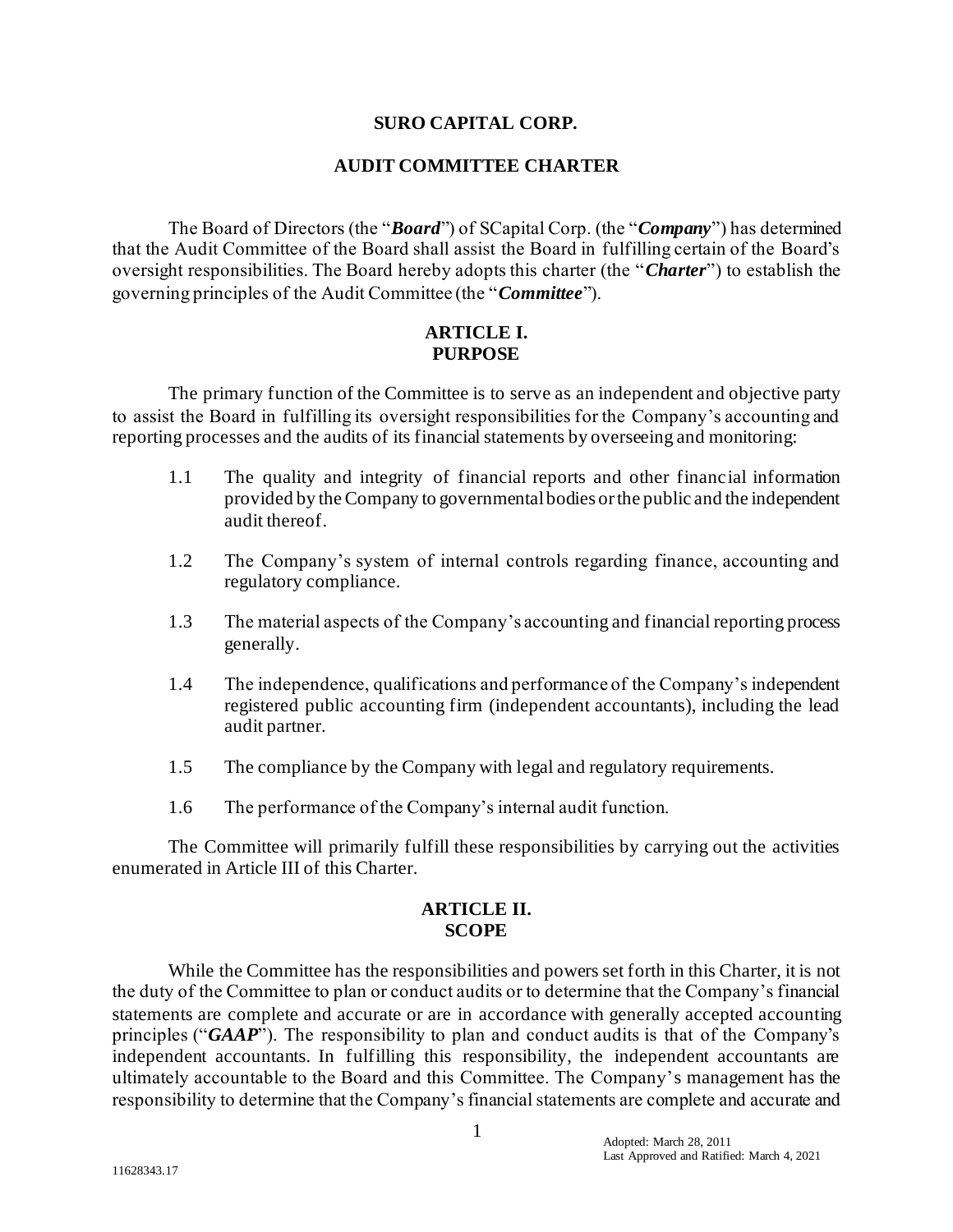# SURO CAPITAL CORP.

## AUDIT COMMITTEE CHARTER

The Board of Directors (the "***Board***") of SCapital Corp. (the "***Company***") has determined that the Audit Committee of the Board shall assist the Board in fulfilling certain of the Board's oversight responsibilities. The Board hereby adopts this charter (the "***Charter***") to establish the governing principles of the Audit Committee (the "***Committee***").

## ARTICLE I. PURPOSE

The primary function of the Committee is to serve as an independent and objective party to assist the Board in fulfilling its oversight responsibilities for the Company's accounting and reporting processes and the audits of its financial statements by overseeing and monitoring:

1.1 The quality and integrity of financial reports and other financial information provided by the Company to governmental bodies or the public and the independent audit thereof.

1.2 The Company's system of internal controls regarding finance, accounting and regulatory compliance.

1.3 The material aspects of the Company's accounting and financial reporting process generally.

1.4 The independence, qualifications and performance of the Company's independent registered public accounting firm (independent accountants), including the lead audit partner.

1.5 The compliance by the Company with legal and regulatory requirements.

1.6 The performance of the Company's internal audit function.

The Committee will primarily fulfill these responsibilities by carrying out the activities enumerated in Article III of this Charter.

## ARTICLE II. SCOPE

While the Committee has the responsibilities and powers set forth in this Charter, it is not the duty of the Committee to plan or conduct audits or to determine that the Company's financial statements are complete and accurate or are in accordance with generally accepted accounting principles ("***GAAP***"). The responsibility to plan and conduct audits is that of the Company's independent accountants. In fulfilling this responsibility, the independent accountants are ultimately accountable to the Board and this Committee. The Company's management has the responsibility to determine that the Company's financial statements are complete and accurate and

Adopted: March 28, 2011
Last Approved and Ratified: March 4, 2021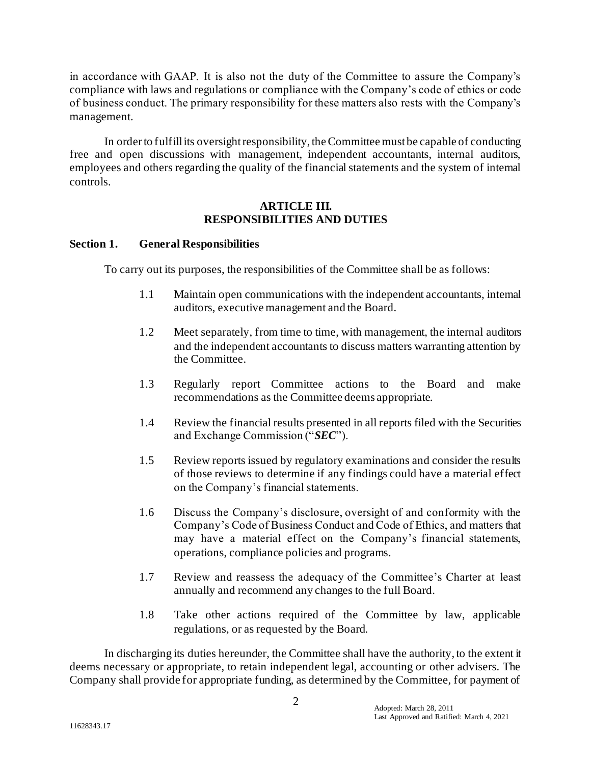in accordance with GAAP. It is also not the duty of the Committee to assure the Company's compliance with laws and regulations or compliance with the Company's code of ethics or code of business conduct. The primary responsibility for these matters also rests with the Company's management.

In order to fulfill its oversight responsibility, the Committee must be capable of conducting free and open discussions with management, independent accountants, internal auditors, employees and others regarding the quality of the financial statements and the system of internal controls.

## ARTICLE III.
## RESPONSIBILITIES AND DUTIES

### Section 1. General Responsibilities

To carry out its purposes, the responsibilities of the Committee shall be as follows:

1.1 Maintain open communications with the independent accountants, internal auditors, executive management and the Board.

1.2 Meet separately, from time to time, with management, the internal auditors and the independent accountants to discuss matters warranting attention by the Committee.

1.3 Regularly report Committee actions to the Board and make recommendations as the Committee deems appropriate.

1.4 Review the financial results presented in all reports filed with the Securities and Exchange Commission ("***SEC***").

1.5 Review reports issued by regulatory examinations and consider the results of those reviews to determine if any findings could have a material effect on the Company's financial statements.

1.6 Discuss the Company's disclosure, oversight of and conformity with the Company's Code of Business Conduct and Code of Ethics, and matters that may have a material effect on the Company's financial statements, operations, compliance policies and programs.

1.7 Review and reassess the adequacy of the Committee's Charter at least annually and recommend any changes to the full Board.

1.8 Take other actions required of the Committee by law, applicable regulations, or as requested by the Board.

In discharging its duties hereunder, the Committee shall have the authority, to the extent it deems necessary or appropriate, to retain independent legal, accounting or other advisers. The Company shall provide for appropriate funding, as determined by the Committee, for payment of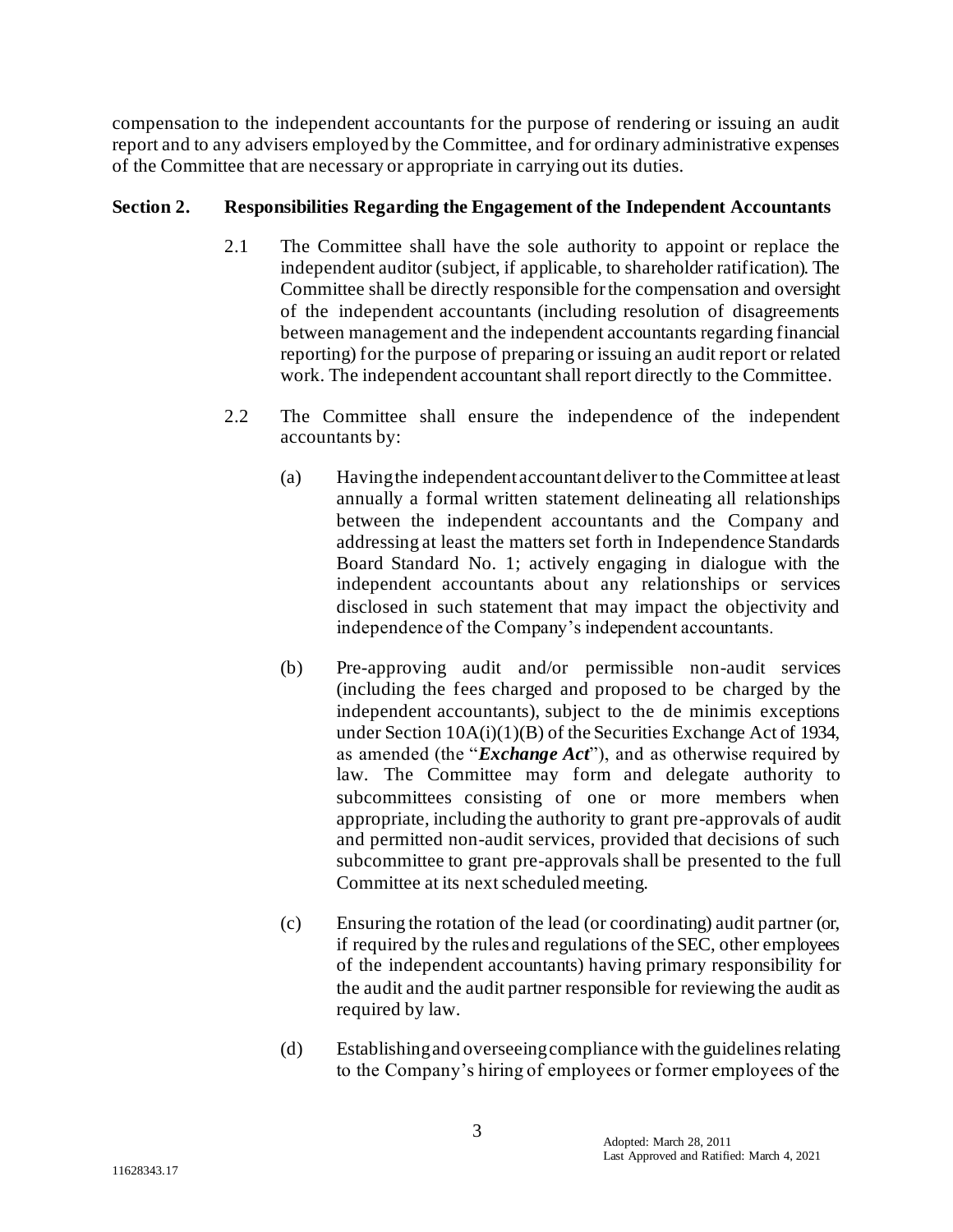compensation to the independent accountants for the purpose of rendering or issuing an audit report and to any advisers employed by the Committee, and for ordinary administrative expenses of the Committee that are necessary or appropriate in carrying out its duties.

## Section 2. Responsibilities Regarding the Engagement of the Independent Accountants

2.1 The Committee shall have the sole authority to appoint or replace the independent auditor (subject, if applicable, to shareholder ratification). The Committee shall be directly responsible for the compensation and oversight of the independent accountants (including resolution of disagreements between management and the independent accountants regarding financial reporting) for the purpose of preparing or issuing an audit report or related work. The independent accountant shall report directly to the Committee.

2.2 The Committee shall ensure the independence of the independent accountants by:

(a) Having the independent accountant deliver to the Committee at least annually a formal written statement delineating all relationships between the independent accountants and the Company and addressing at least the matters set forth in Independence Standards Board Standard No. 1; actively engaging in dialogue with the independent accountants about any relationships or services disclosed in such statement that may impact the objectivity and independence of the Company's independent accountants.

(b) Pre-approving audit and/or permissible non-audit services (including the fees charged and proposed to be charged by the independent accountants), subject to the de minimis exceptions under Section 10A(i)(1)(B) of the Securities Exchange Act of 1934, as amended (the "***Exchange Act***"), and as otherwise required by law. The Committee may form and delegate authority to subcommittees consisting of one or more members when appropriate, including the authority to grant pre-approvals of audit and permitted non-audit services, provided that decisions of such subcommittee to grant pre-approvals shall be presented to the full Committee at its next scheduled meeting.

(c) Ensuring the rotation of the lead (or coordinating) audit partner (or, if required by the rules and regulations of the SEC, other employees of the independent accountants) having primary responsibility for the audit and the audit partner responsible for reviewing the audit as required by law.

(d) Establishing and overseeing compliance with the guidelines relating to the Company's hiring of employees or former employees of the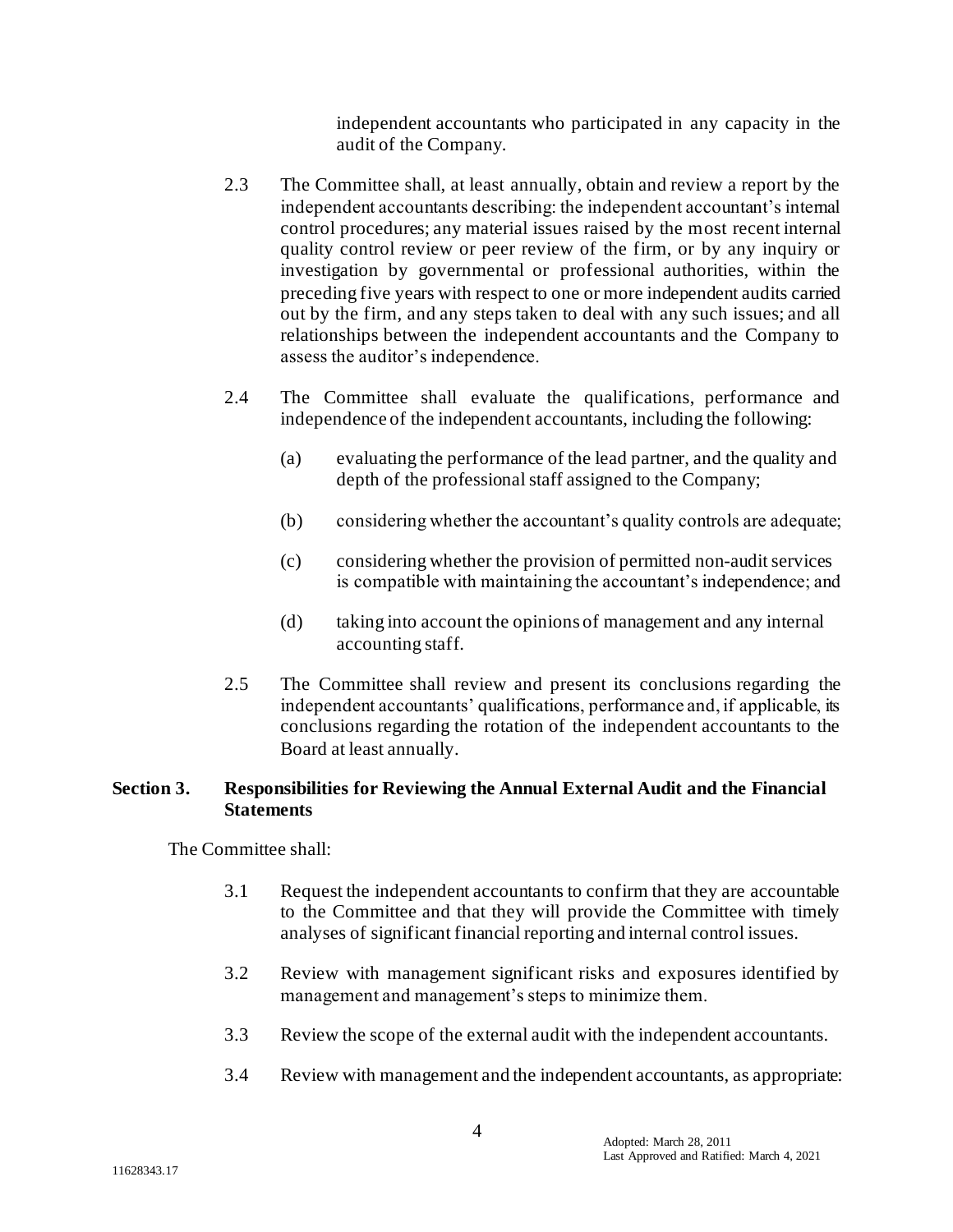independent accountants who participated in any capacity in the audit of the Company.

2.3 The Committee shall, at least annually, obtain and review a report by the independent accountants describing: the independent accountant's internal control procedures; any material issues raised by the most recent internal quality control review or peer review of the firm, or by any inquiry or investigation by governmental or professional authorities, within the preceding five years with respect to one or more independent audits carried out by the firm, and any steps taken to deal with any such issues; and all relationships between the independent accountants and the Company to assess the auditor's independence.

2.4 The Committee shall evaluate the qualifications, performance and independence of the independent accountants, including the following:

(a) evaluating the performance of the lead partner, and the quality and depth of the professional staff assigned to the Company;

(b) considering whether the accountant's quality controls are adequate;

(c) considering whether the provision of permitted non-audit services is compatible with maintaining the accountant's independence; and

(d) taking into account the opinions of management and any internal accounting staff.

2.5 The Committee shall review and present its conclusions regarding the independent accountants' qualifications, performance and, if applicable, its conclusions regarding the rotation of the independent accountants to the Board at least annually.

## Section 3. Responsibilities for Reviewing the Annual External Audit and the Financial Statements

The Committee shall:

3.1 Request the independent accountants to confirm that they are accountable to the Committee and that they will provide the Committee with timely analyses of significant financial reporting and internal control issues.

3.2 Review with management significant risks and exposures identified by management and management's steps to minimize them.

3.3 Review the scope of the external audit with the independent accountants.

3.4 Review with management and the independent accountants, as appropriate: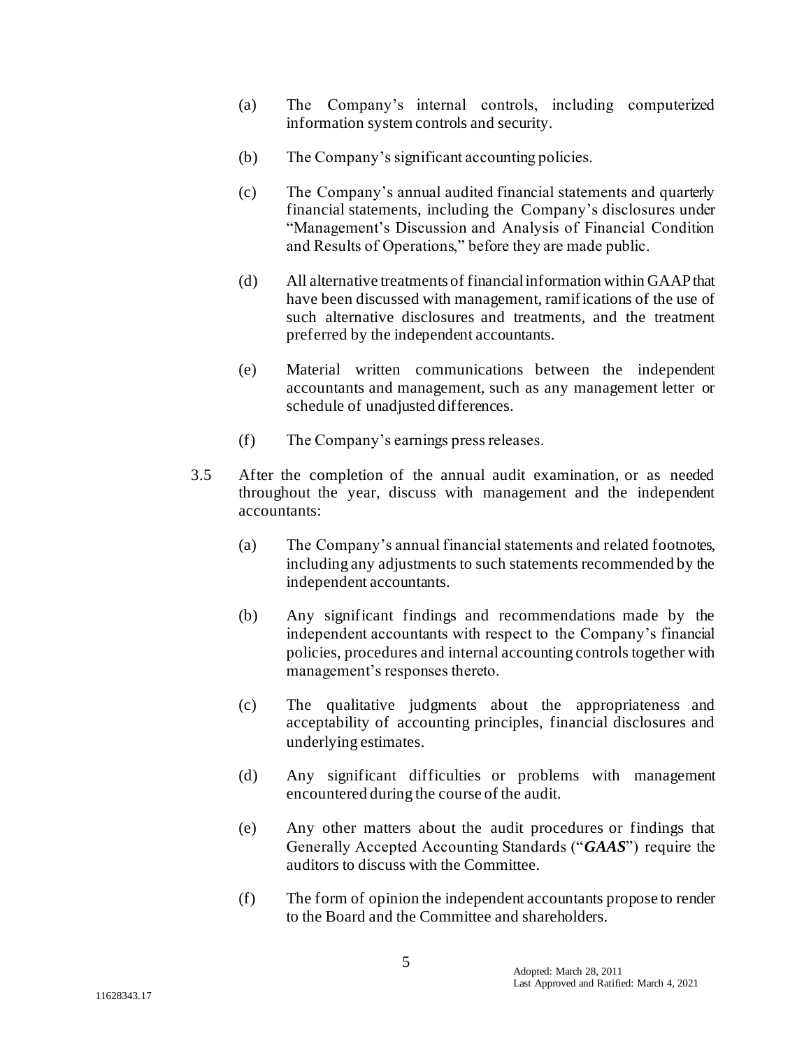(a) The Company's internal controls, including computerized information system controls and security.

(b) The Company's significant accounting policies.

(c) The Company's annual audited financial statements and quarterly financial statements, including the Company's disclosures under "Management's Discussion and Analysis of Financial Condition and Results of Operations," before they are made public.

(d) All alternative treatments of financial information within GAAP that have been discussed with management, ramifications of the use of such alternative disclosures and treatments, and the treatment preferred by the independent accountants.

(e) Material written communications between the independent accountants and management, such as any management letter or schedule of unadjusted differences.

(f) The Company's earnings press releases.

3.5 After the completion of the annual audit examination, or as needed throughout the year, discuss with management and the independent accountants:

(a) The Company's annual financial statements and related footnotes, including any adjustments to such statements recommended by the independent accountants.

(b) Any significant findings and recommendations made by the independent accountants with respect to the Company's financial policies, procedures and internal accounting controls together with management's responses thereto.

(c) The qualitative judgments about the appropriateness and acceptability of accounting principles, financial disclosures and underlying estimates.

(d) Any significant difficulties or problems with management encountered during the course of the audit.

(e) Any other matters about the audit procedures or findings that Generally Accepted Accounting Standards ("***GAAS***") require the auditors to discuss with the Committee.

(f) The form of opinion the independent accountants propose to render to the Board and the Committee and shareholders.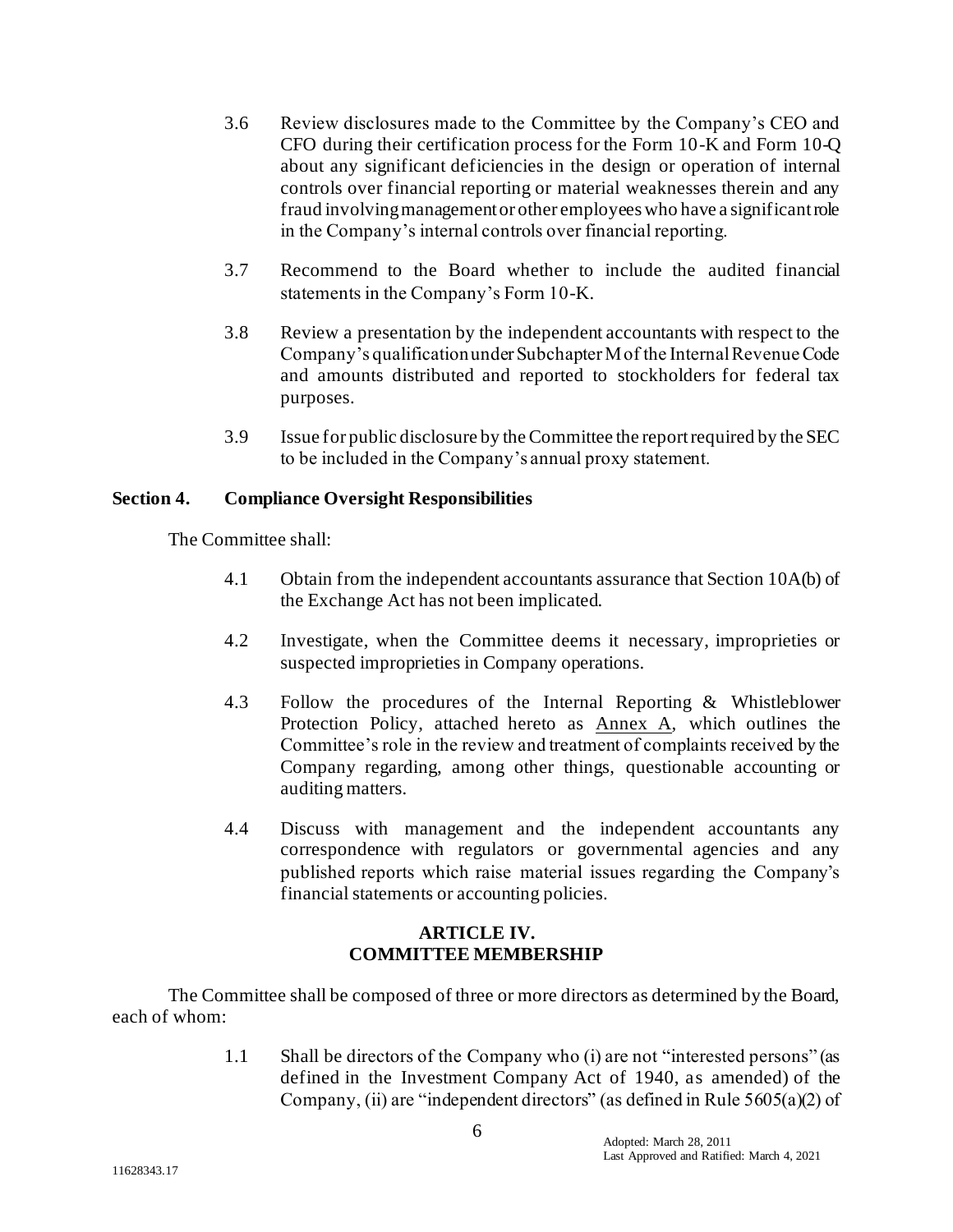3.6 Review disclosures made to the Committee by the Company's CEO and CFO during their certification process for the Form 10-K and Form 10-Q about any significant deficiencies in the design or operation of internal controls over financial reporting or material weaknesses therein and any fraud involving management or other employees who have a significant role in the Company's internal controls over financial reporting.

3.7 Recommend to the Board whether to include the audited financial statements in the Company's Form 10-K.

3.8 Review a presentation by the independent accountants with respect to the Company's qualification under Subchapter M of the Internal Revenue Code and amounts distributed and reported to stockholders for federal tax purposes.

3.9 Issue for public disclosure by the Committee the report required by the SEC to be included in the Company's annual proxy statement.

**Section 4. Compliance Oversight Responsibilities**

The Committee shall:

4.1 Obtain from the independent accountants assurance that Section 10A(b) of the Exchange Act has not been implicated.

4.2 Investigate, when the Committee deems it necessary, improprieties or suspected improprieties in Company operations.

4.3 Follow the procedures of the Internal Reporting & Whistleblower Protection Policy, attached hereto as Annex A, which outlines the Committee's role in the review and treatment of complaints received by the Company regarding, among other things, questionable accounting or auditing matters.

4.4 Discuss with management and the independent accountants any correspondence with regulators or governmental agencies and any published reports which raise material issues regarding the Company's financial statements or accounting policies.

## ARTICLE IV.
## COMMITTEE MEMBERSHIP

The Committee shall be composed of three or more directors as determined by the Board, each of whom:

1.1 Shall be directors of the Company who (i) are not "interested persons" (as defined in the Investment Company Act of 1940, as amended) of the Company, (ii) are "independent directors" (as defined in Rule 5605(a)(2) of

Adopted: March 28, 2011
Last Approved and Ratified: March 4, 2021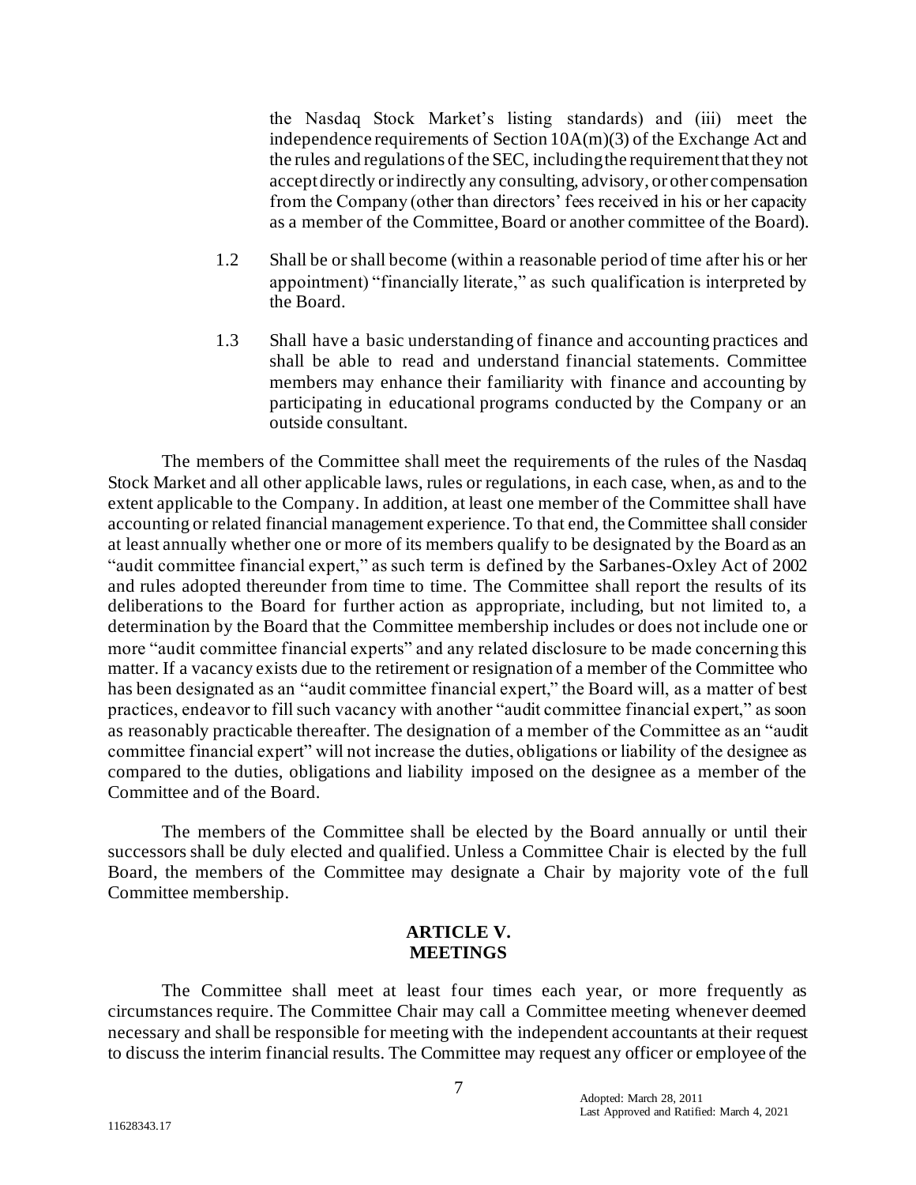the Nasdaq Stock Market's listing standards) and (iii) meet the independence requirements of Section 10A(m)(3) of the Exchange Act and the rules and regulations of the SEC, including the requirement that they not accept directly or indirectly any consulting, advisory, or other compensation from the Company (other than directors' fees received in his or her capacity as a member of the Committee, Board or another committee of the Board).

1.2 Shall be or shall become (within a reasonable period of time after his or her appointment) "financially literate," as such qualification is interpreted by the Board.

1.3 Shall have a basic understanding of finance and accounting practices and shall be able to read and understand financial statements. Committee members may enhance their familiarity with finance and accounting by participating in educational programs conducted by the Company or an outside consultant.

The members of the Committee shall meet the requirements of the rules of the Nasdaq Stock Market and all other applicable laws, rules or regulations, in each case, when, as and to the extent applicable to the Company. In addition, at least one member of the Committee shall have accounting or related financial management experience. To that end, the Committee shall consider at least annually whether one or more of its members qualify to be designated by the Board as an "audit committee financial expert," as such term is defined by the Sarbanes-Oxley Act of 2002 and rules adopted thereunder from time to time. The Committee shall report the results of its deliberations to the Board for further action as appropriate, including, but not limited to, a determination by the Board that the Committee membership includes or does not include one or more "audit committee financial experts" and any related disclosure to be made concerning this matter. If a vacancy exists due to the retirement or resignation of a member of the Committee who has been designated as an "audit committee financial expert," the Board will, as a matter of best practices, endeavor to fill such vacancy with another "audit committee financial expert," as soon as reasonably practicable thereafter. The designation of a member of the Committee as an "audit committee financial expert" will not increase the duties, obligations or liability of the designee as compared to the duties, obligations and liability imposed on the designee as a member of the Committee and of the Board.

The members of the Committee shall be elected by the Board annually or until their successors shall be duly elected and qualified. Unless a Committee Chair is elected by the full Board, the members of the Committee may designate a Chair by majority vote of the full Committee membership.

## ARTICLE V.
## MEETINGS

The Committee shall meet at least four times each year, or more frequently as circumstances require. The Committee Chair may call a Committee meeting whenever deemed necessary and shall be responsible for meeting with the independent accountants at their request to discuss the interim financial results. The Committee may request any officer or employee of the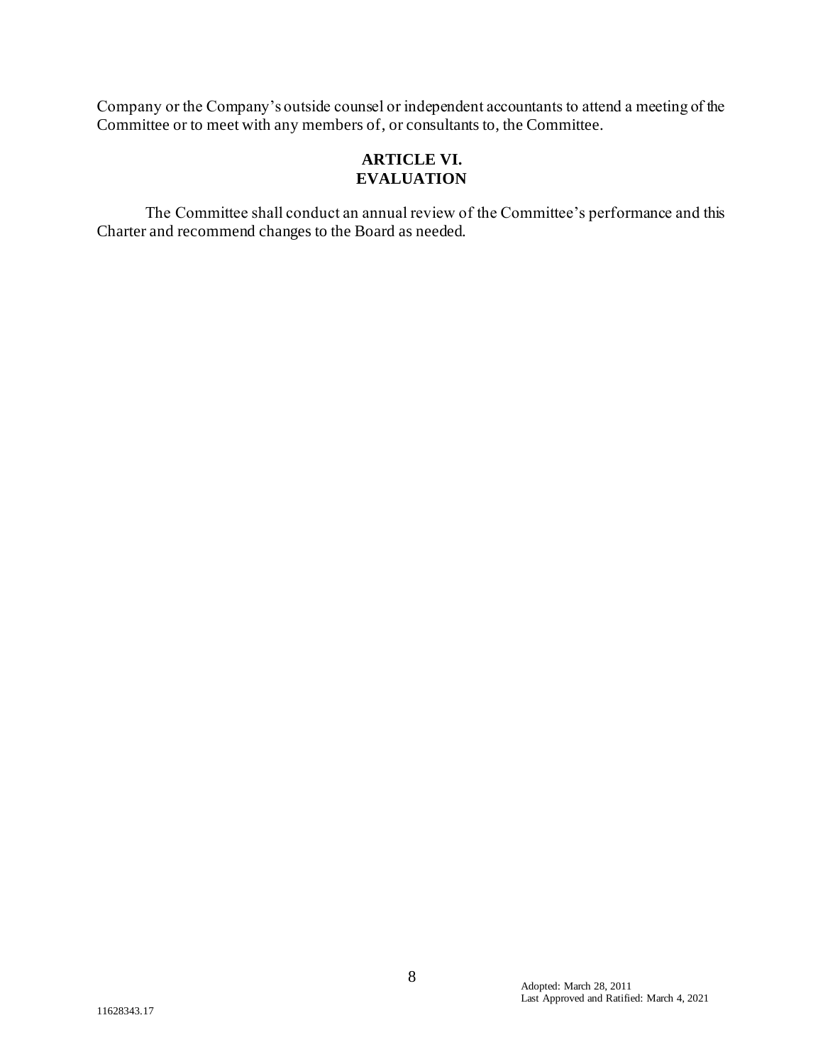Company or the Company's outside counsel or independent accountants to attend a meeting of the Committee or to meet with any members of, or consultants to, the Committee.

## ARTICLE VI.
## EVALUATION

The Committee shall conduct an annual review of the Committee's performance and this Charter and recommend changes to the Board as needed.

Adopted: March 28, 2011
Last Approved and Ratified: March 4, 2021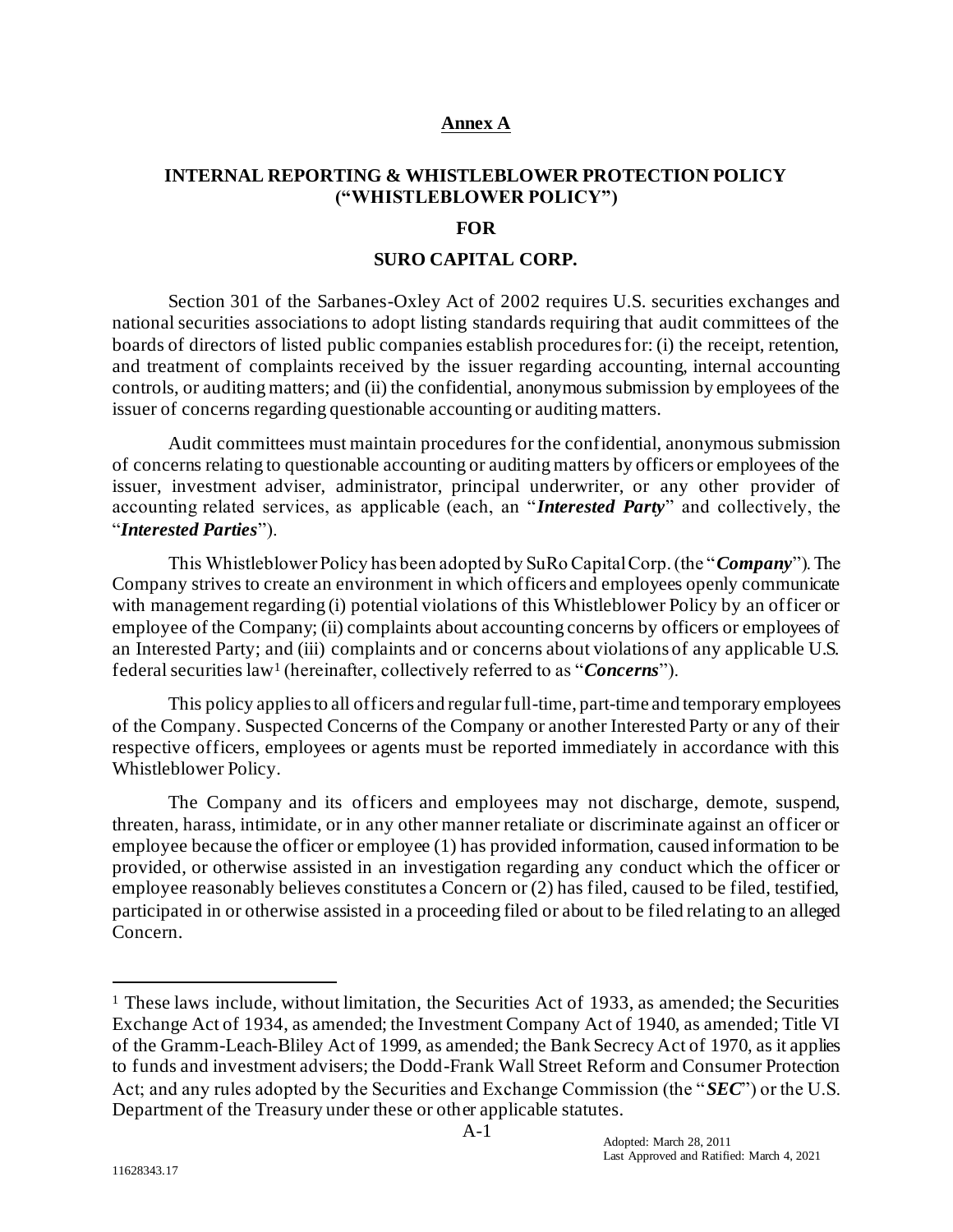**Annex A**

**INTERNAL REPORTING & WHISTLEBLOWER PROTECTION POLICY ("WHISTLEBLOWER POLICY")**

**FOR**

**SURO CAPITAL CORP.**

Section 301 of the Sarbanes-Oxley Act of 2002 requires U.S. securities exchanges and national securities associations to adopt listing standards requiring that audit committees of the boards of directors of listed public companies establish procedures for: (i) the receipt, retention, and treatment of complaints received by the issuer regarding accounting, internal accounting controls, or auditing matters; and (ii) the confidential, anonymous submission by employees of the issuer of concerns regarding questionable accounting or auditing matters.

Audit committees must maintain procedures for the confidential, anonymous submission of concerns relating to questionable accounting or auditing matters by officers or employees of the issuer, investment adviser, administrator, principal underwriter, or any other provider of accounting related services, as applicable (each, an "***Interested Party***" and collectively, the "***Interested Parties***").

This Whistleblower Policy has been adopted by SuRo Capital Corp. (the "***Company***"). The Company strives to create an environment in which officers and employees openly communicate with management regarding (i) potential violations of this Whistleblower Policy by an officer or employee of the Company; (ii) complaints about accounting concerns by officers or employees of an Interested Party; and (iii) complaints and or concerns about violations of any applicable U.S. federal securities law[1] (hereinafter, collectively referred to as "***Concerns***").

This policy applies to all officers and regular full-time, part-time and temporary employees of the Company. Suspected Concerns of the Company or another Interested Party or any of their respective officers, employees or agents must be reported immediately in accordance with this Whistleblower Policy.

The Company and its officers and employees may not discharge, demote, suspend, threaten, harass, intimidate, or in any other manner retaliate or discriminate against an officer or employee because the officer or employee (1) has provided information, caused information to be provided, or otherwise assisted in an investigation regarding any conduct which the officer or employee reasonably believes constitutes a Concern or (2) has filed, caused to be filed, testified, participated in or otherwise assisted in a proceeding filed or about to be filed relating to an alleged Concern.

---

[1] These laws include, without limitation, the Securities Act of 1933, as amended; the Securities Exchange Act of 1934, as amended; the Investment Company Act of 1940, as amended; Title VI of the Gramm-Leach-Bliley Act of 1999, as amended; the Bank Secrecy Act of 1970, as it applies to funds and investment advisers; the Dodd-Frank Wall Street Reform and Consumer Protection Act; and any rules adopted by the Securities and Exchange Commission (the "***SEC***") or the U.S. Department of the Treasury under these or other applicable statutes.

Adopted: March 28, 2011
Last Approved and Ratified: March 4, 2021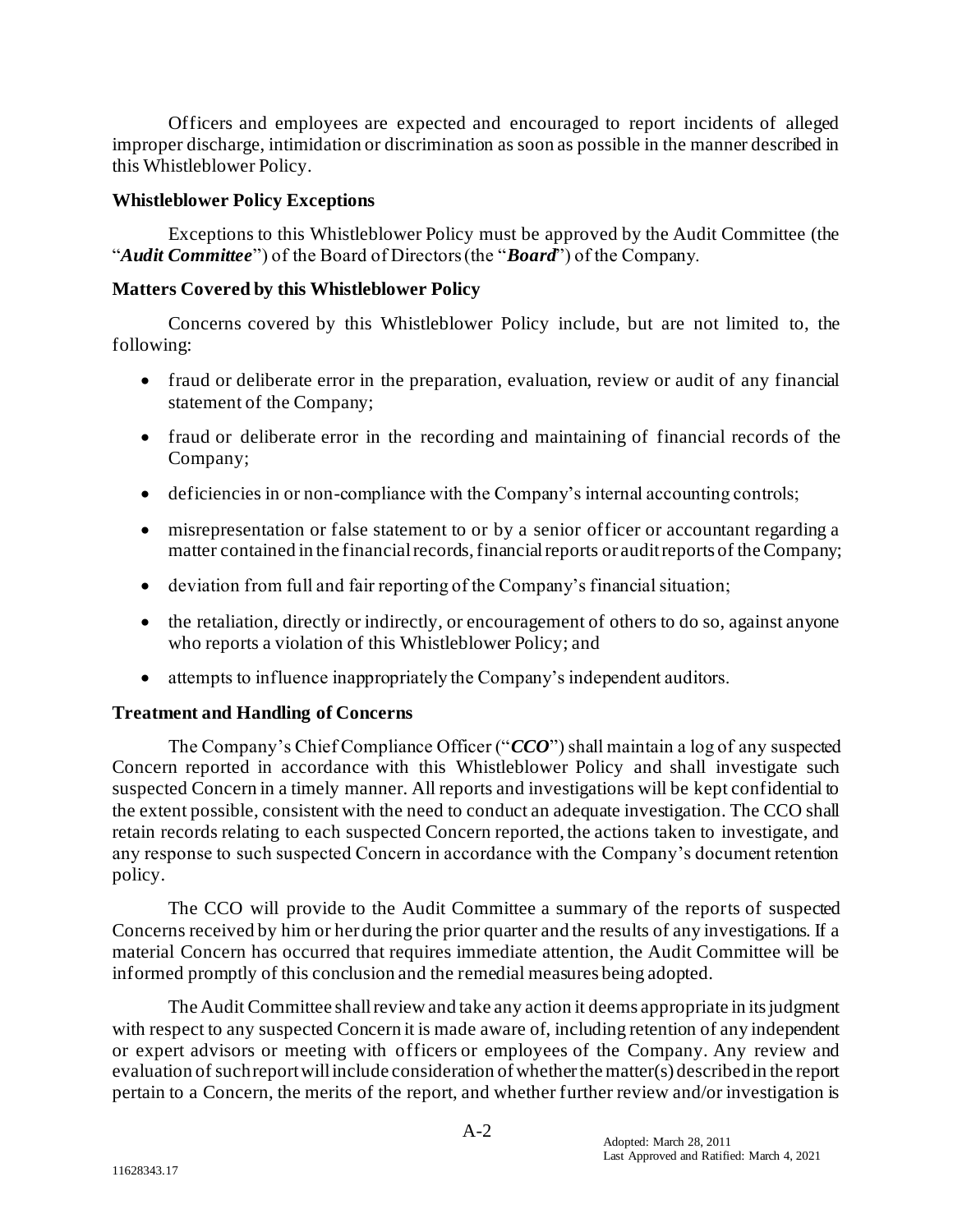Officers and employees are expected and encouraged to report incidents of alleged improper discharge, intimidation or discrimination as soon as possible in the manner described in this Whistleblower Policy.

**Whistleblower Policy Exceptions**

Exceptions to this Whistleblower Policy must be approved by the Audit Committee (the "***Audit Committee***") of the Board of Directors (the "***Board***") of the Company.

**Matters Covered by this Whistleblower Policy**

Concerns covered by this Whistleblower Policy include, but are not limited to, the following:

- fraud or deliberate error in the preparation, evaluation, review or audit of any financial statement of the Company;
- fraud or deliberate error in the recording and maintaining of financial records of the Company;
- deficiencies in or non-compliance with the Company's internal accounting controls;
- misrepresentation or false statement to or by a senior officer or accountant regarding a matter contained in the financial records, financial reports or audit reports of the Company;
- deviation from full and fair reporting of the Company's financial situation;
- the retaliation, directly or indirectly, or encouragement of others to do so, against anyone who reports a violation of this Whistleblower Policy; and
- attempts to influence inappropriately the Company's independent auditors.

**Treatment and Handling of Concerns**

The Company's Chief Compliance Officer ("***CCO***") shall maintain a log of any suspected Concern reported in accordance with this Whistleblower Policy and shall investigate such suspected Concern in a timely manner. All reports and investigations will be kept confidential to the extent possible, consistent with the need to conduct an adequate investigation. The CCO shall retain records relating to each suspected Concern reported, the actions taken to investigate, and any response to such suspected Concern in accordance with the Company's document retention policy.

The CCO will provide to the Audit Committee a summary of the reports of suspected Concerns received by him or her during the prior quarter and the results of any investigations. If a material Concern has occurred that requires immediate attention, the Audit Committee will be informed promptly of this conclusion and the remedial measures being adopted.

The Audit Committee shall review and take any action it deems appropriate in its judgment with respect to any suspected Concern it is made aware of, including retention of any independent or expert advisors or meeting with officers or employees of the Company. Any review and evaluation of such report will include consideration of whether the matter(s) described in the report pertain to a Concern, the merits of the report, and whether further review and/or investigation is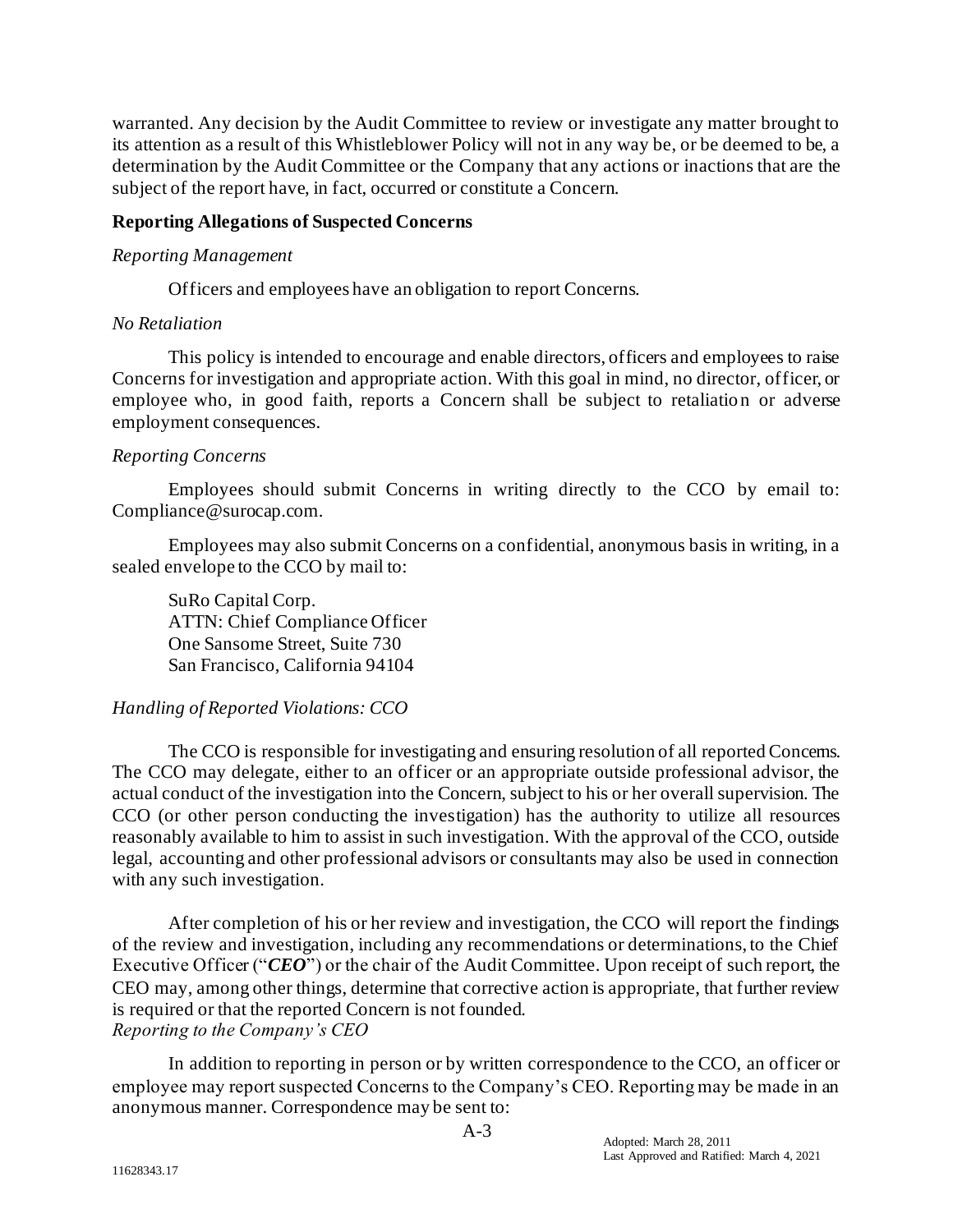warranted. Any decision by the Audit Committee to review or investigate any matter brought to its attention as a result of this Whistleblower Policy will not in any way be, or be deemed to be, a determination by the Audit Committee or the Company that any actions or inactions that are the subject of the report have, in fact, occurred or constitute a Concern.

**Reporting Allegations of Suspected Concerns**

*Reporting Management*

Officers and employees have an obligation to report Concerns.

*No Retaliation*

This policy is intended to encourage and enable directors, officers and employees to raise Concerns for investigation and appropriate action. With this goal in mind, no director, officer, or employee who, in good faith, reports a Concern shall be subject to retaliation or adverse employment consequences.

*Reporting Concerns*

Employees should submit Concerns in writing directly to the CCO by email to: Compliance@surocap.com.

Employees may also submit Concerns on a confidential, anonymous basis in writing, in a sealed envelope to the CCO by mail to:

SuRo Capital Corp.
ATTN: Chief Compliance Officer
One Sansome Street, Suite 730
San Francisco, California 94104

*Handling of Reported Violations: CCO*

The CCO is responsible for investigating and ensuring resolution of all reported Concerns. The CCO may delegate, either to an officer or an appropriate outside professional advisor, the actual conduct of the investigation into the Concern, subject to his or her overall supervision. The CCO (or other person conducting the investigation) has the authority to utilize all resources reasonably available to him to assist in such investigation. With the approval of the CCO, outside legal, accounting and other professional advisors or consultants may also be used in connection with any such investigation.

After completion of his or her review and investigation, the CCO will report the findings of the review and investigation, including any recommendations or determinations, to the Chief Executive Officer ("***CEO***") or the chair of the Audit Committee. Upon receipt of such report, the CEO may, among other things, determine that corrective action is appropriate, that further review is required or that the reported Concern is not founded.

*Reporting to the Company's CEO*

In addition to reporting in person or by written correspondence to the CCO, an officer or employee may report suspected Concerns to the Company's CEO. Reporting may be made in an anonymous manner. Correspondence may be sent to: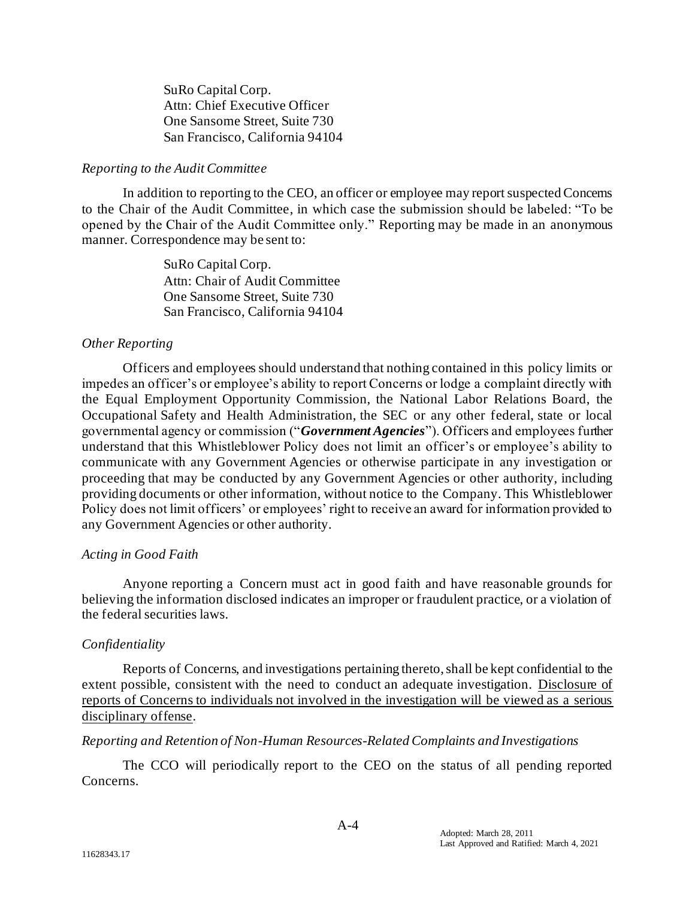SuRo Capital Corp.
Attn: Chief Executive Officer
One Sansome Street, Suite 730
San Francisco, California 94104

*Reporting to the Audit Committee*

In addition to reporting to the CEO, an officer or employee may report suspected Concerns to the Chair of the Audit Committee, in which case the submission should be labeled: "To be opened by the Chair of the Audit Committee only." Reporting may be made in an anonymous manner. Correspondence may be sent to:

SuRo Capital Corp.
Attn: Chair of Audit Committee
One Sansome Street, Suite 730
San Francisco, California 94104

*Other Reporting*

Officers and employees should understand that nothing contained in this policy limits or impedes an officer's or employee's ability to report Concerns or lodge a complaint directly with the Equal Employment Opportunity Commission, the National Labor Relations Board, the Occupational Safety and Health Administration, the SEC or any other federal, state or local governmental agency or commission ("***Government Agencies***"). Officers and employees further understand that this Whistleblower Policy does not limit an officer's or employee's ability to communicate with any Government Agencies or otherwise participate in any investigation or proceeding that may be conducted by any Government Agencies or other authority, including providing documents or other information, without notice to the Company. This Whistleblower Policy does not limit officers' or employees' right to receive an award for information provided to any Government Agencies or other authority.

*Acting in Good Faith*

Anyone reporting a Concern must act in good faith and have reasonable grounds for believing the information disclosed indicates an improper or fraudulent practice, or a violation of the federal securities laws.

*Confidentiality*

Reports of Concerns, and investigations pertaining thereto, shall be kept confidential to the extent possible, consistent with the need to conduct an adequate investigation. <u>Disclosure of reports of Concerns to individuals not involved in the investigation will be viewed as a serious disciplinary offense</u>.

*Reporting and Retention of Non-Human Resources-Related Complaints and Investigations*

The CCO will periodically report to the CEO on the status of all pending reported Concerns.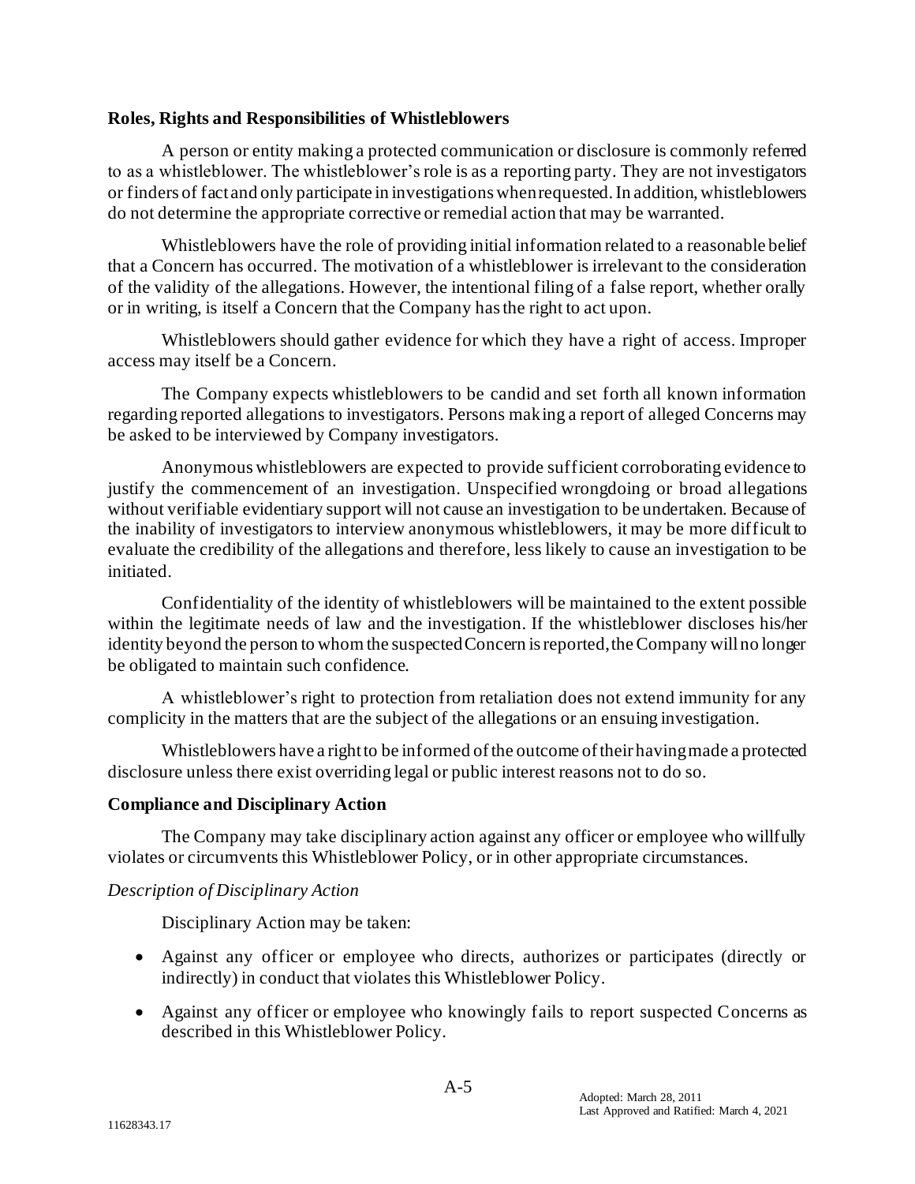**Roles, Rights and Responsibilities of Whistleblowers**

A person or entity making a protected communication or disclosure is commonly referred to as a whistleblower. The whistleblower's role is as a reporting party. They are not investigators or finders of fact and only participate in investigations when requested. In addition, whistleblowers do not determine the appropriate corrective or remedial action that may be warranted.

Whistleblowers have the role of providing initial information related to a reasonable belief that a Concern has occurred. The motivation of a whistleblower is irrelevant to the consideration of the validity of the allegations. However, the intentional filing of a false report, whether orally or in writing, is itself a Concern that the Company has the right to act upon.

Whistleblowers should gather evidence for which they have a right of access. Improper access may itself be a Concern.

The Company expects whistleblowers to be candid and set forth all known information regarding reported allegations to investigators. Persons making a report of alleged Concerns may be asked to be interviewed by Company investigators.

Anonymous whistleblowers are expected to provide sufficient corroborating evidence to justify the commencement of an investigation. Unspecified wrongdoing or broad allegations without verifiable evidentiary support will not cause an investigation to be undertaken. Because of the inability of investigators to interview anonymous whistleblowers, it may be more difficult to evaluate the credibility of the allegations and therefore, less likely to cause an investigation to be initiated.

Confidentiality of the identity of whistleblowers will be maintained to the extent possible within the legitimate needs of law and the investigation. If the whistleblower discloses his/her identity beyond the person to whom the suspected Concern is reported, the Company will no longer be obligated to maintain such confidence.

A whistleblower's right to protection from retaliation does not extend immunity for any complicity in the matters that are the subject of the allegations or an ensuing investigation.

Whistleblowers have a right to be informed of the outcome of their having made a protected disclosure unless there exist overriding legal or public interest reasons not to do so.

**Compliance and Disciplinary Action**

The Company may take disciplinary action against any officer or employee who willfully violates or circumvents this Whistleblower Policy, or in other appropriate circumstances.

*Description of Disciplinary Action*

Disciplinary Action may be taken:

- Against any officer or employee who directs, authorizes or participates (directly or indirectly) in conduct that violates this Whistleblower Policy.
- Against any officer or employee who knowingly fails to report suspected Concerns as described in this Whistleblower Policy.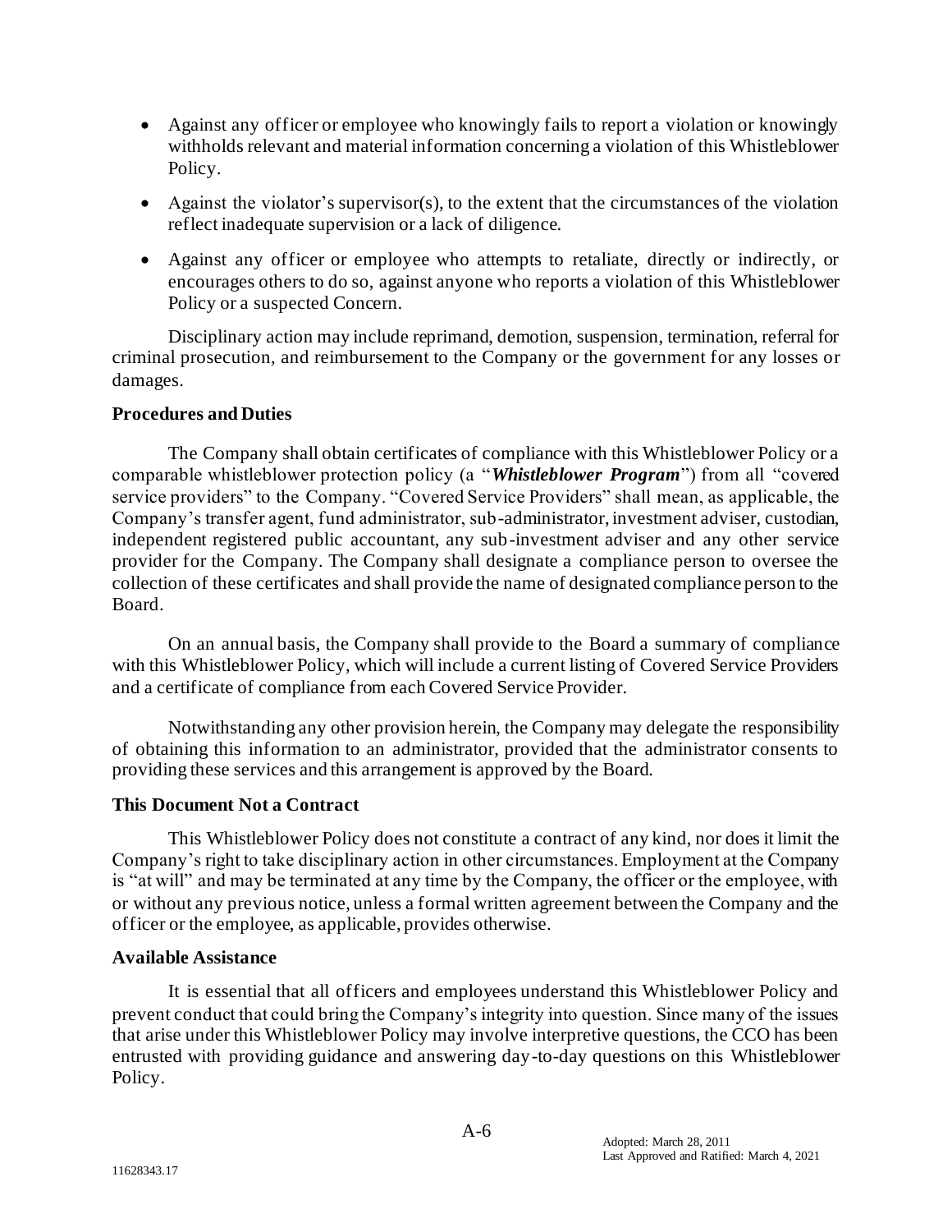- Against any officer or employee who knowingly fails to report a violation or knowingly withholds relevant and material information concerning a violation of this Whistleblower Policy.
- Against the violator's supervisor(s), to the extent that the circumstances of the violation reflect inadequate supervision or a lack of diligence.
- Against any officer or employee who attempts to retaliate, directly or indirectly, or encourages others to do so, against anyone who reports a violation of this Whistleblower Policy or a suspected Concern.

Disciplinary action may include reprimand, demotion, suspension, termination, referral for criminal prosecution, and reimbursement to the Company or the government for any losses or damages.

**Procedures and Duties**

The Company shall obtain certificates of compliance with this Whistleblower Policy or a comparable whistleblower protection policy (a "***Whistleblower Program***") from all "covered service providers" to the Company. "Covered Service Providers" shall mean, as applicable, the Company's transfer agent, fund administrator, sub-administrator, investment adviser, custodian, independent registered public accountant, any sub-investment adviser and any other service provider for the Company. The Company shall designate a compliance person to oversee the collection of these certificates and shall provide the name of designated compliance person to the Board.

On an annual basis, the Company shall provide to the Board a summary of compliance with this Whistleblower Policy, which will include a current listing of Covered Service Providers and a certificate of compliance from each Covered Service Provider.

Notwithstanding any other provision herein, the Company may delegate the responsibility of obtaining this information to an administrator, provided that the administrator consents to providing these services and this arrangement is approved by the Board.

**This Document Not a Contract**

This Whistleblower Policy does not constitute a contract of any kind, nor does it limit the Company's right to take disciplinary action in other circumstances. Employment at the Company is "at will" and may be terminated at any time by the Company, the officer or the employee, with or without any previous notice, unless a formal written agreement between the Company and the officer or the employee, as applicable, provides otherwise.

**Available Assistance**

It is essential that all officers and employees understand this Whistleblower Policy and prevent conduct that could bring the Company's integrity into question. Since many of the issues that arise under this Whistleblower Policy may involve interpretive questions, the CCO has been entrusted with providing guidance and answering day-to-day questions on this Whistleblower Policy.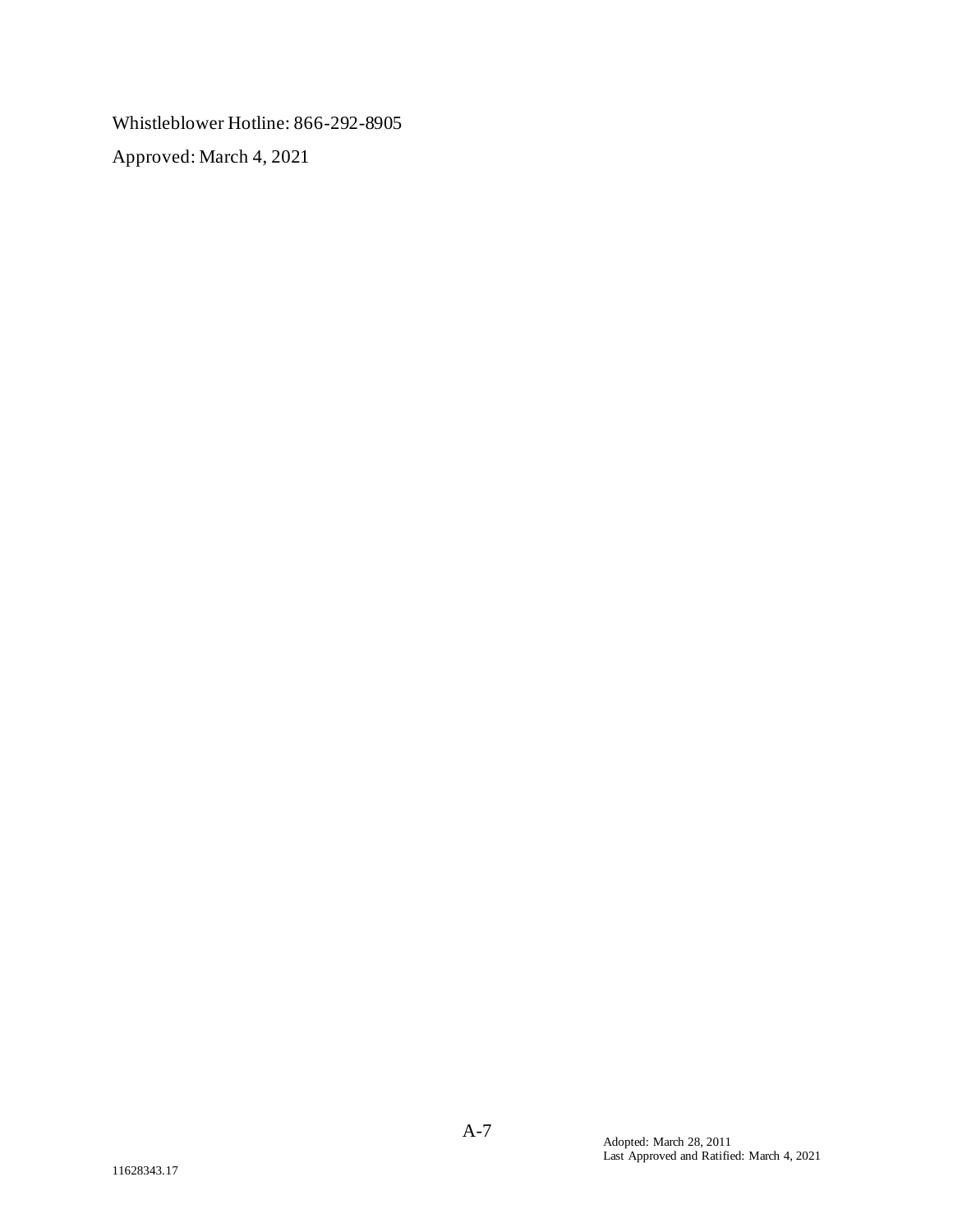Whistleblower Hotline: 866-292-8905

Approved: March 4, 2021